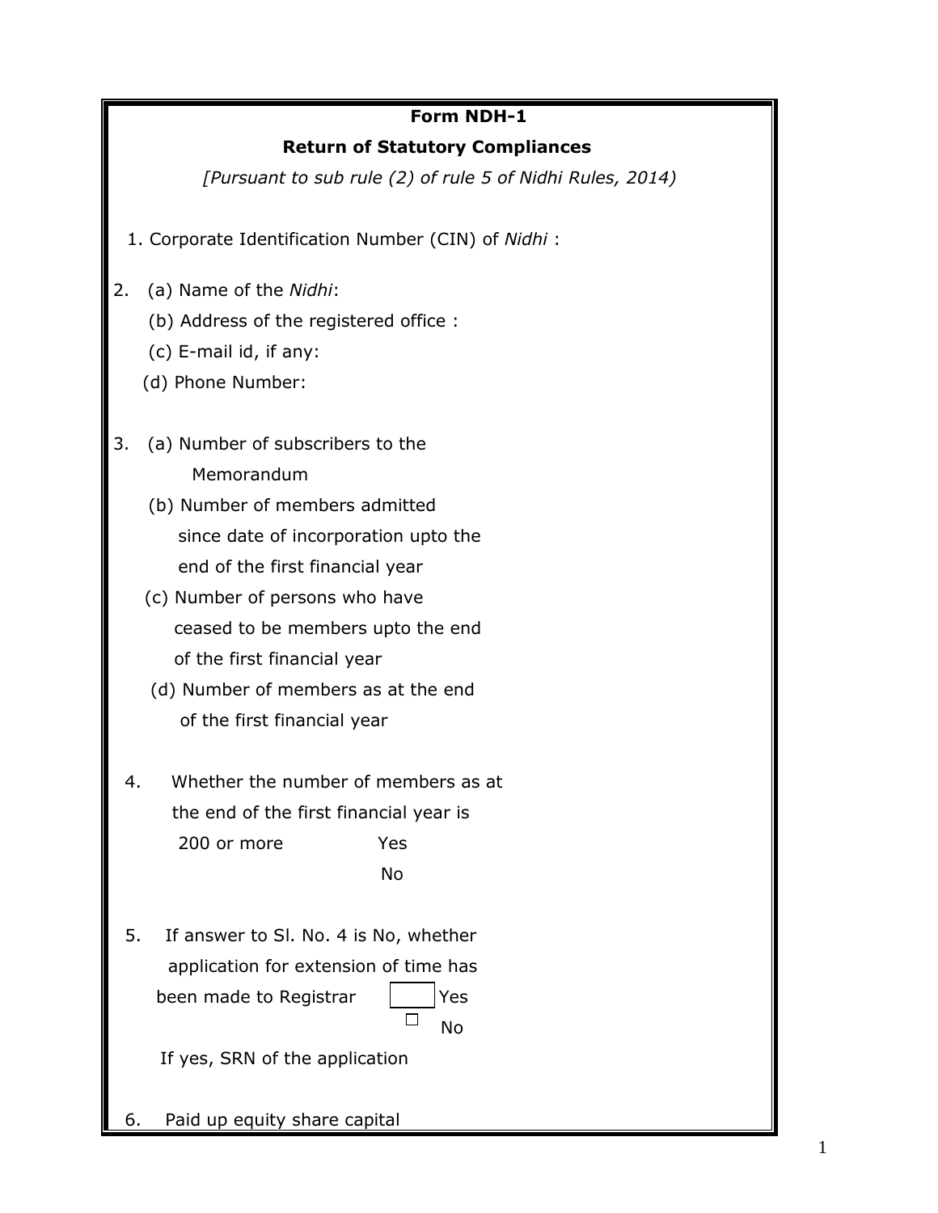**Form NDH-1**

**Return of Statutory Compliances**

*[Pursuant to sub rule (2) of rule 5 of Nidhi Rules, 2014)*

1. Corporate Identification Number (CIN) of *Nidhi* :

2. (a) Name of the *Nidhi*:
   (b) Address of the registered office :
   (c) E-mail id, if any:
   (d) Phone Number:

3. (a) Number of subscribers to the Memorandum
   (b) Number of members admitted since date of incorporation upto the end of the first financial year
   (c) Number of persons who have ceased to be members upto the end of the first financial year
   (d) Number of members as at the end of the first financial year

4. Whether the number of members as at the end of the first financial year is 200 or more Yes
   No

5. If answer to Sl. No. 4 is No, whether application for extension of time has been made to Registrar ☐ Yes
   ☐ No

   If yes, SRN of the application

6. Paid up equity share capital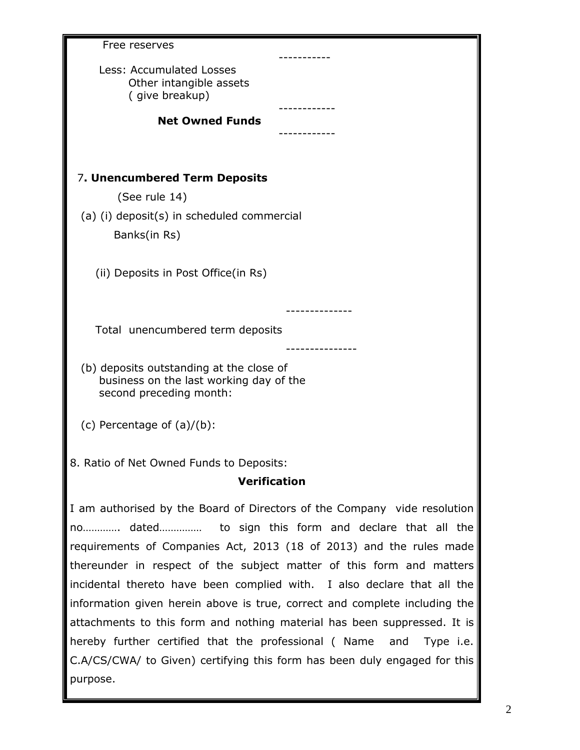Free reserves

-----------

Less: Accumulated Losses
Other intangible assets
( give breakup)

------------

**Net Owned Funds**

------------

7**. Unencumbered Term Deposits**

(See rule 14)

(a) (i) deposit(s) in scheduled commercial Banks(in Rs)

(ii) Deposits in Post Office(in Rs)

--------------

Total unencumbered term deposits

---------------

(b) deposits outstanding at the close of business on the last working day of the second preceding month:

(c) Percentage of (a)/(b):

8. Ratio of Net Owned Funds to Deposits:

**Verification**

I am authorised by the Board of Directors of the Company vide resolution no…………. dated…………… to sign this form and declare that all the requirements of Companies Act, 2013 (18 of 2013) and the rules made thereunder in respect of the subject matter of this form and matters incidental thereto have been complied with. I also declare that all the information given herein above is true, correct and complete including the attachments to this form and nothing material has been suppressed. It is hereby further certified that the professional ( Name and Type i.e. C.A/CS/CWA/ to Given) certifying this form has been duly engaged for this purpose.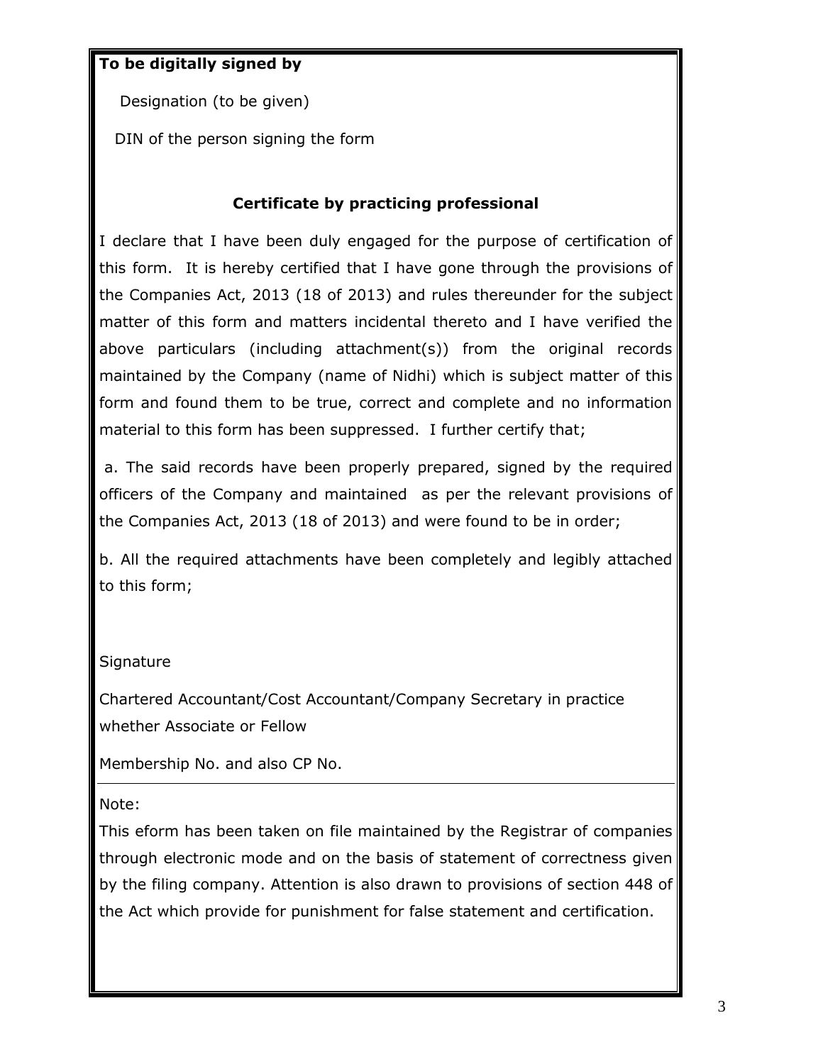**To be digitally signed by**

Designation (to be given)

DIN of the person signing the form

**Certificate by practicing professional**

I declare that I have been duly engaged for the purpose of certification of this form. It is hereby certified that I have gone through the provisions of the Companies Act, 2013 (18 of 2013) and rules thereunder for the subject matter of this form and matters incidental thereto and I have verified the above particulars (including attachment(s)) from the original records maintained by the Company (name of Nidhi) which is subject matter of this form and found them to be true, correct and complete and no information material to this form has been suppressed. I further certify that;

a. The said records have been properly prepared, signed by the required officers of the Company and maintained as per the relevant provisions of the Companies Act, 2013 (18 of 2013) and were found to be in order;

b. All the required attachments have been completely and legibly attached to this form;

Signature

Chartered Accountant/Cost Accountant/Company Secretary in practice whether Associate or Fellow

Membership No. and also CP No.

---

Note:

This eform has been taken on file maintained by the Registrar of companies through electronic mode and on the basis of statement of correctness given by the filing company. Attention is also drawn to provisions of section 448 of the Act which provide for punishment for false statement and certification.